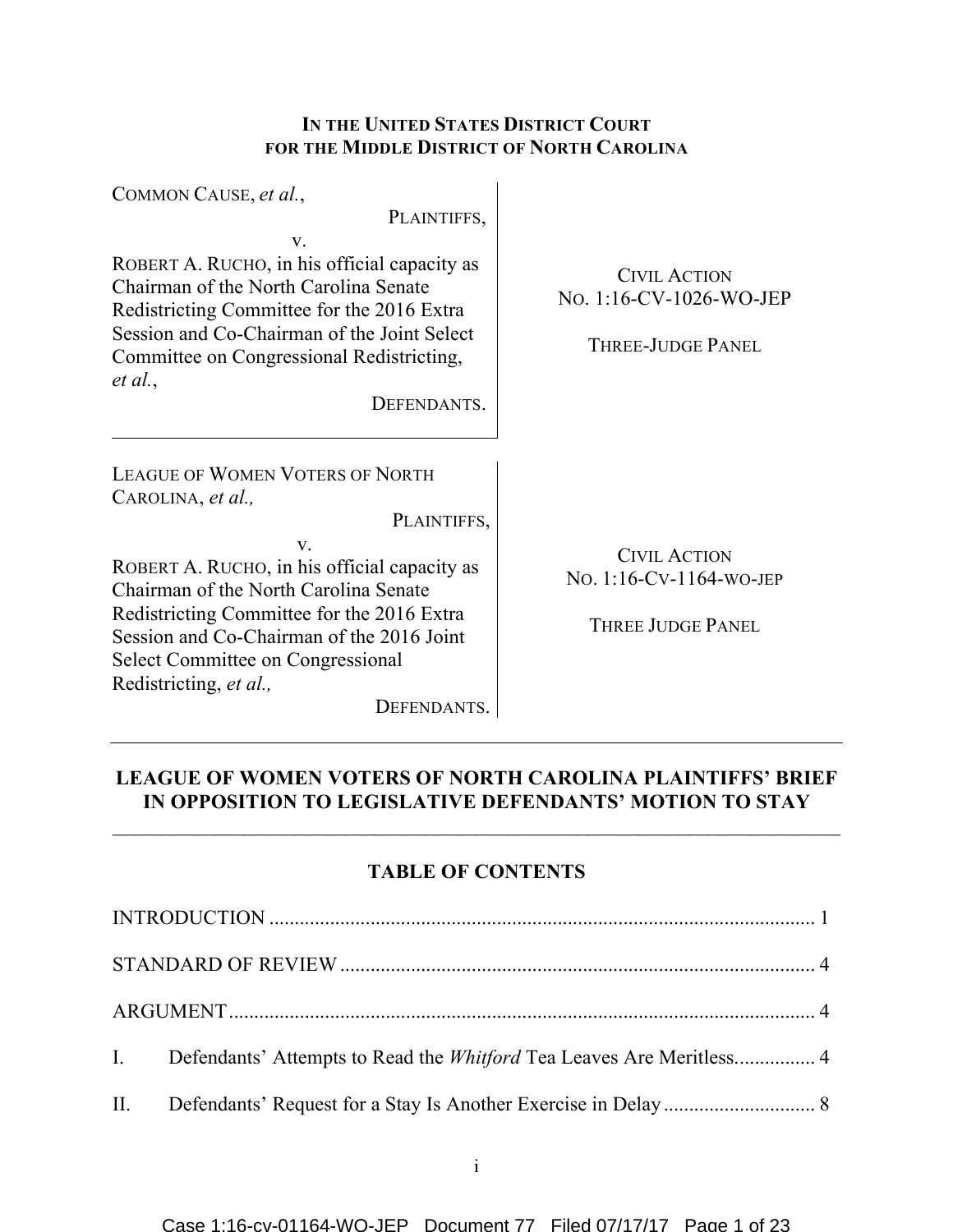**IN THE UNITED STATES DISTRICT COURT**
**FOR THE MIDDLE DISTRICT OF NORTH CAROLINA**

| | |
|---|---|
| COMMON CAUSE, *et al.*,<br>PLAINTIFFS,<br>v.<br>ROBERT A. RUCHO, in his official capacity as Chairman of the North Carolina Senate Redistricting Committee for the 2016 Extra Session and Co-Chairman of the Joint Select Committee on Congressional Redistricting, *et al.*,<br>DEFENDANTS. | CIVIL ACTION<br>NO. 1:16-CV-1026-WO-JEP<br><br>THREE-JUDGE PANEL |
| LEAGUE OF WOMEN VOTERS OF NORTH CAROLINA, *et al.,*<br>PLAINTIFFS,<br>v.<br>ROBERT A. RUCHO, in his official capacity as Chairman of the North Carolina Senate Redistricting Committee for the 2016 Extra Session and Co-Chairman of the 2016 Joint Select Committee on Congressional Redistricting, *et al.,*<br>DEFENDANTS. | CIVIL ACTION<br>NO. 1:16-CV-1164-WO-JEP<br><br>THREE JUDGE PANEL |

## LEAGUE OF WOMEN VOTERS OF NORTH CAROLINA PLAINTIFFS' BRIEF IN OPPOSITION TO LEGISLATIVE DEFENDANTS' MOTION TO STAY

## TABLE OF CONTENTS

INTRODUCTION .......... 1

STANDARD OF REVIEW .......... 4

ARGUMENT .......... 4

I. Defendants' Attempts to Read the *Whitford* Tea Leaves Are Meritless .......... 4

II. Defendants' Request for a Stay Is Another Exercise in Delay .......... 8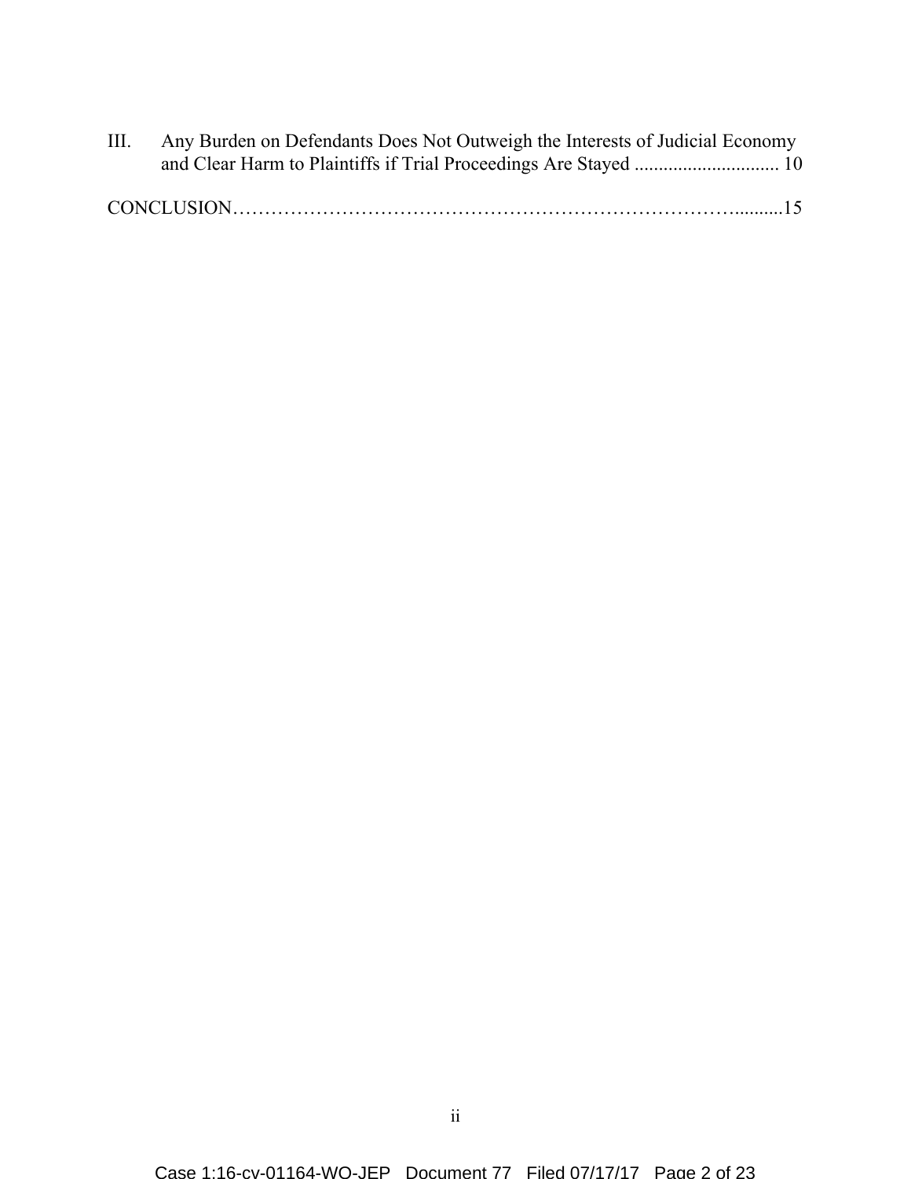III. Any Burden on Defendants Does Not Outweigh the Interests of Judicial Economy and Clear Harm to Plaintiffs if Trial Proceedings Are Stayed .............................. 10

CONCLUSION……………………………………………………………………….........15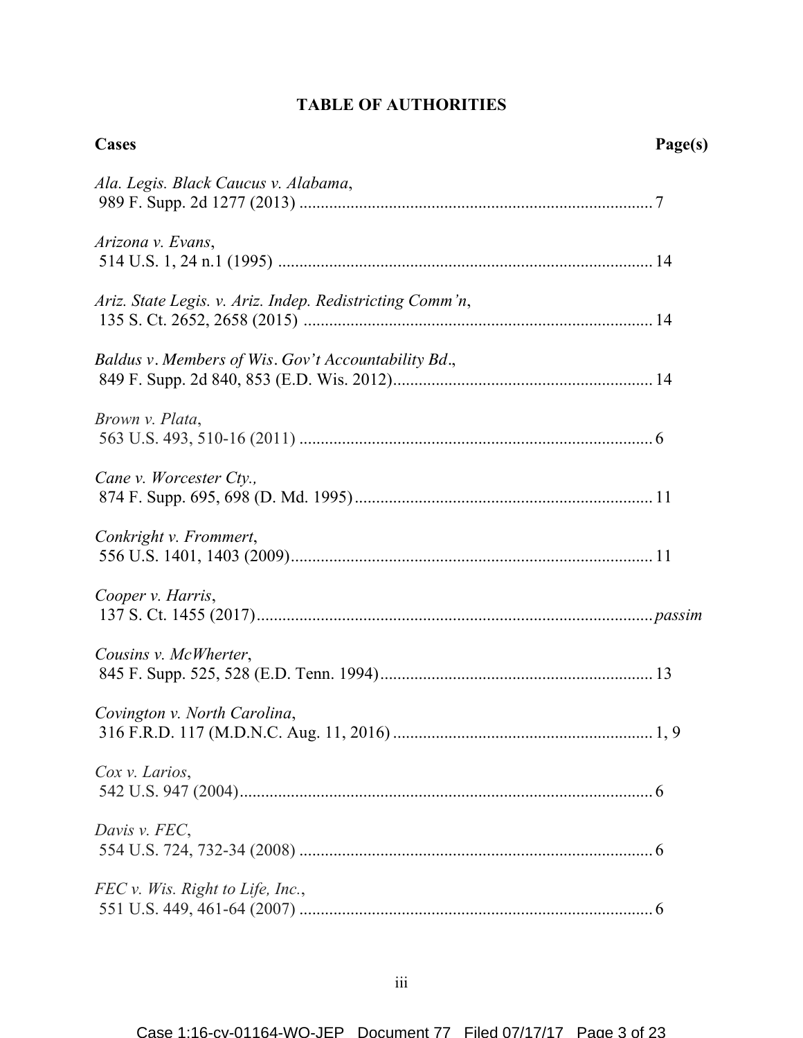## TABLE OF AUTHORITIES

**Cases** **Page(s)**

*Ala. Legis. Black Caucus v. Alabama*,
989 F. Supp. 2d 1277 (2013) .................................................................................. 7

*Arizona v. Evans*,
514 U.S. 1, 24 n.1 (1995) ....................................................................................... 14

*Ariz. State Legis. v. Ariz. Indep. Redistricting Comm'n*,
135 S. Ct. 2652, 2658 (2015) ................................................................................. 14

*Baldus v. Members of Wis. Gov't Accountability Bd.*,
849 F. Supp. 2d 840, 853 (E.D. Wis. 2012)............................................................ 14

*Brown v. Plata*,
563 U.S. 493, 510-16 (2011) ................................................................................... 6

*Cane v. Worcester Cty.,*
874 F. Supp. 695, 698 (D. Md. 1995)..................................................................... 11

*Conkright v. Frommert*,
556 U.S. 1401, 1403 (2009).................................................................................... 11

*Cooper v. Harris*,
137 S. Ct. 1455 (2017)............................................................................................ *passim*

*Cousins v. McWherter*,
845 F. Supp. 525, 528 (E.D. Tenn. 1994)............................................................... 13

*Covington v. North Carolina*,
316 F.R.D. 117 (M.D.N.C. Aug. 11, 2016) ............................................................ 1, 9

*Cox v. Larios*,
542 U.S. 947 (2004)................................................................................................. 6

*Davis v. FEC*,
554 U.S. 724, 732-34 (2008) ................................................................................... 6

*FEC v. Wis. Right to Life, Inc.*,
551 U.S. 449, 461-64 (2007) ................................................................................... 6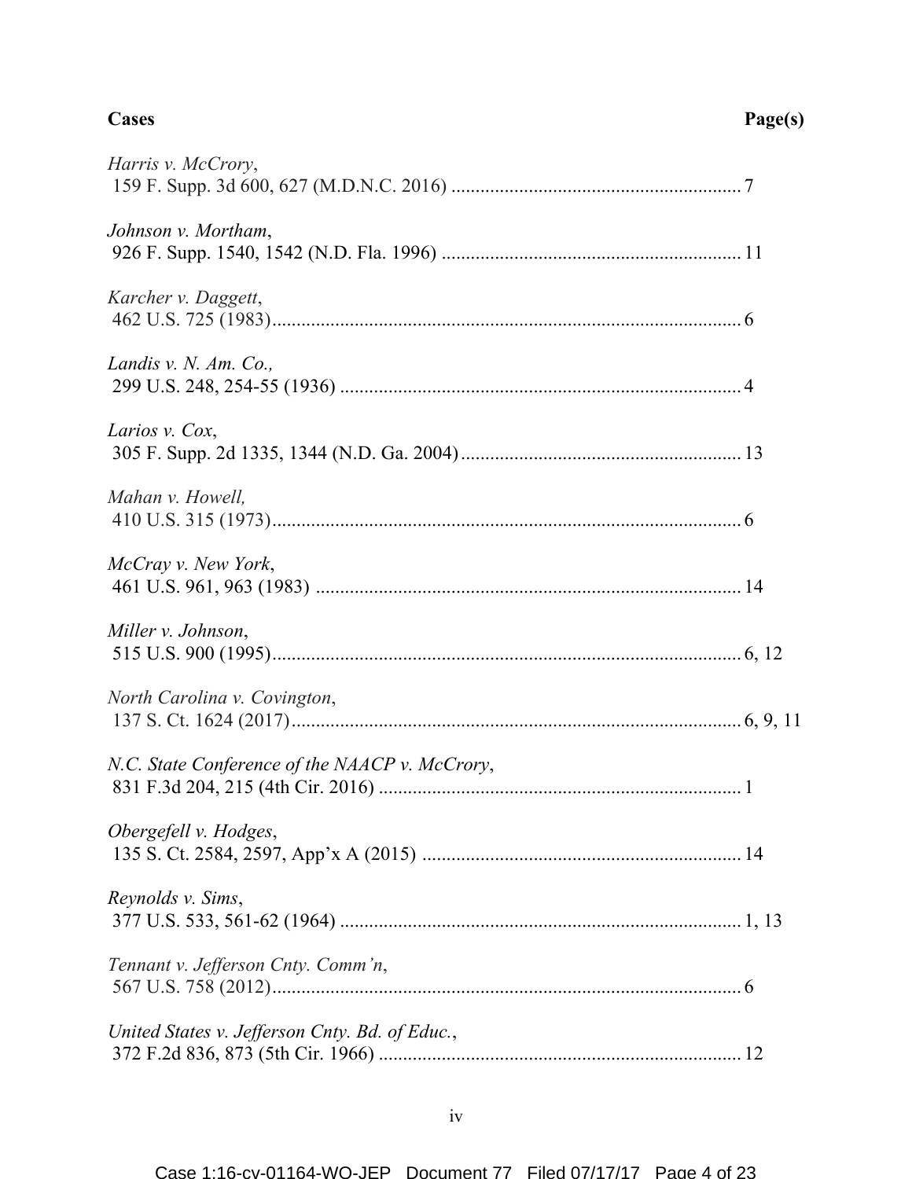| **Cases** | **Page(s)** |
|---|---|
| *Harris v. McCrory*, 159 F. Supp. 3d 600, 627 (M.D.N.C. 2016) | 7 |
| *Johnson v. Mortham*, 926 F. Supp. 1540, 1542 (N.D. Fla. 1996) | 11 |
| *Karcher v. Daggett*, 462 U.S. 725 (1983) | 6 |
| *Landis v. N. Am. Co.,* 299 U.S. 248, 254-55 (1936) | 4 |
| *Larios v. Cox*, 305 F. Supp. 2d 1335, 1344 (N.D. Ga. 2004) | 13 |
| *Mahan v. Howell,* 410 U.S. 315 (1973) | 6 |
| *McCray v. New York*, 461 U.S. 961, 963 (1983) | 14 |
| *Miller v. Johnson*, 515 U.S. 900 (1995) | 6, 12 |
| *North Carolina v. Covington*, 137 S. Ct. 1624 (2017) | 6, 9, 11 |
| *N.C. State Conference of the NAACP v. McCrory*, 831 F.3d 204, 215 (4th Cir. 2016) | 1 |
| *Obergefell v. Hodges*, 135 S. Ct. 2584, 2597, App'x A (2015) | 14 |
| *Reynolds v. Sims*, 377 U.S. 533, 561-62 (1964) | 1, 13 |
| *Tennant v. Jefferson Cnty. Comm'n*, 567 U.S. 758 (2012) | 6 |
| *United States v. Jefferson Cnty. Bd. of Educ.*, 372 F.2d 836, 873 (5th Cir. 1966) | 12 |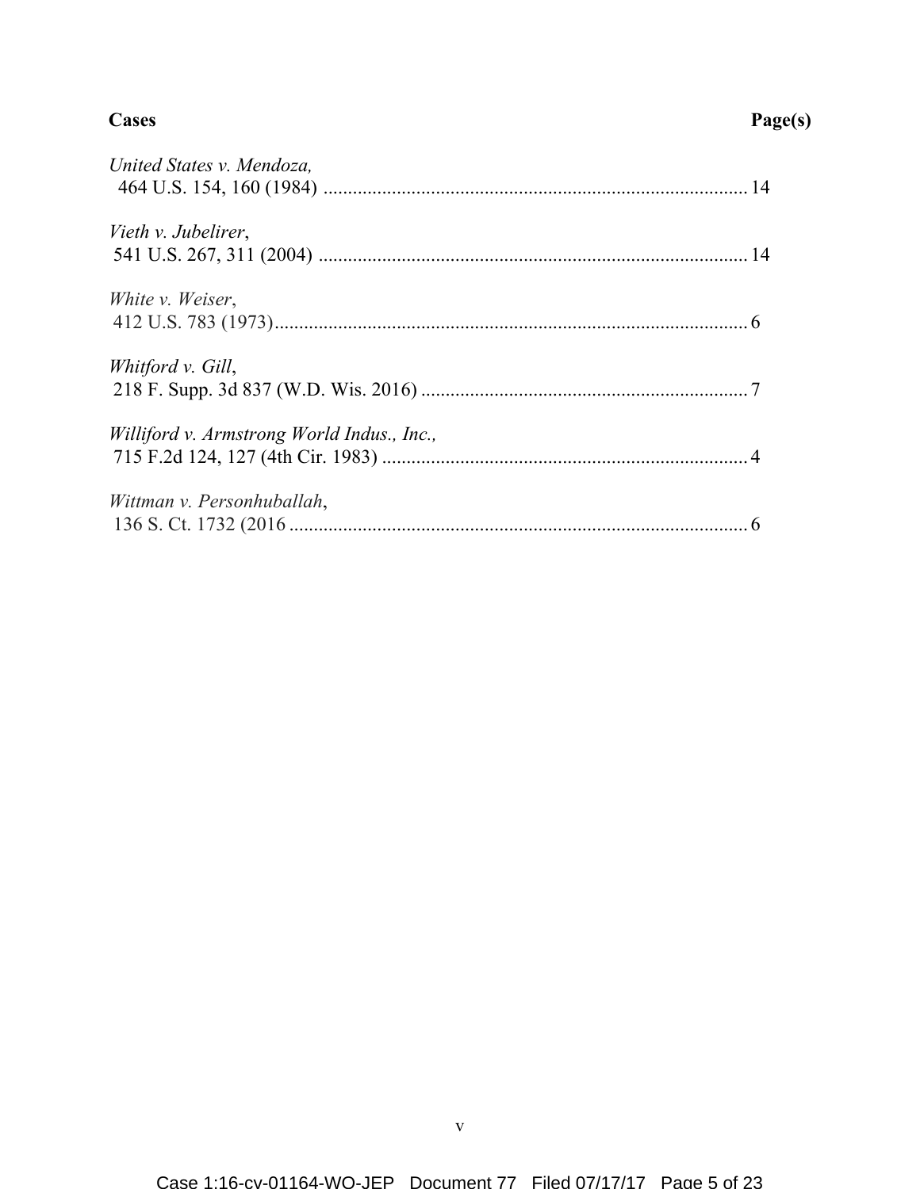**Cases** **Page(s)**

*United States v. Mendoza,*
464 U.S. 154, 160 (1984) .......................................................................................14

*Vieth v. Jubelirer*,
541 U.S. 267, 311 (2004) .......................................................................................14

*White v. Weiser*,
412 U.S. 783 (1973)................................................................................................6

*Whitford v. Gill*,
218 F. Supp. 3d 837 (W.D. Wis. 2016) ...................................................................7

*Williford v. Armstrong World Indus., Inc.,*
715 F.2d 124, 127 (4th Cir. 1983) ...........................................................................4

*Wittman v. Personhuballah*,
136 S. Ct. 1732 (2016 ..............................................................................................6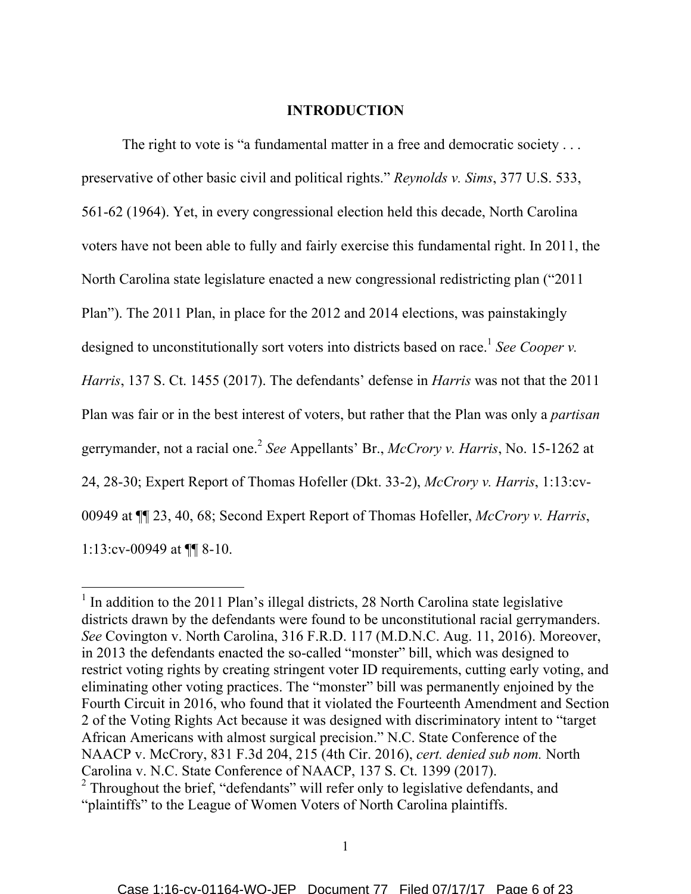## INTRODUCTION

The right to vote is "a fundamental matter in a free and democratic society . . . preservative of other basic civil and political rights." *Reynolds v. Sims*, 377 U.S. 533, 561-62 (1964). Yet, in every congressional election held this decade, North Carolina voters have not been able to fully and fairly exercise this fundamental right. In 2011, the North Carolina state legislature enacted a new congressional redistricting plan ("2011 Plan"). The 2011 Plan, in place for the 2012 and 2014 elections, was painstakingly designed to unconstitutionally sort voters into districts based on race.[1] *See Cooper v. Harris*, 137 S. Ct. 1455 (2017). The defendants' defense in *Harris* was not that the 2011 Plan was fair or in the best interest of voters, but rather that the Plan was only a *partisan* gerrymander, not a racial one.[2] *See* Appellants' Br., *McCrory v. Harris*, No. 15-1262 at 24, 28-30; Expert Report of Thomas Hofeller (Dkt. 33-2), *McCrory v. Harris*, 1:13:cv-00949 at ¶¶ 23, 40, 68; Second Expert Report of Thomas Hofeller, *McCrory v. Harris*, 1:13:cv-00949 at ¶¶ 8-10.

---

[1] In addition to the 2011 Plan's illegal districts, 28 North Carolina state legislative districts drawn by the defendants were found to be unconstitutional racial gerrymanders. *See* Covington v. North Carolina, 316 F.R.D. 117 (M.D.N.C. Aug. 11, 2016). Moreover, in 2013 the defendants enacted the so-called "monster" bill, which was designed to restrict voting rights by creating stringent voter ID requirements, cutting early voting, and eliminating other voting practices. The "monster" bill was permanently enjoined by the Fourth Circuit in 2016, who found that it violated the Fourteenth Amendment and Section 2 of the Voting Rights Act because it was designed with discriminatory intent to "target African Americans with almost surgical precision." N.C. State Conference of the NAACP v. McCrory, 831 F.3d 204, 215 (4th Cir. 2016), *cert. denied sub nom.* North Carolina v. N.C. State Conference of NAACP, 137 S. Ct. 1399 (2017).

[2] Throughout the brief, "defendants" will refer only to legislative defendants, and "plaintiffs" to the League of Women Voters of North Carolina plaintiffs.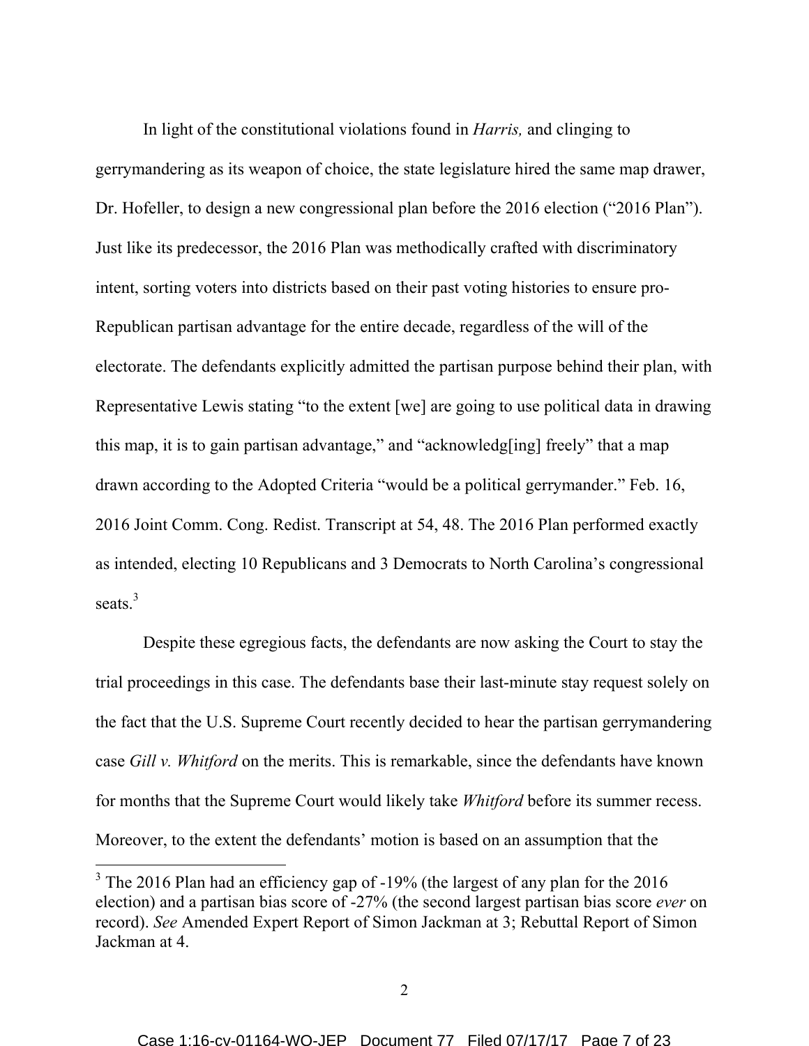In light of the constitutional violations found in *Harris,* and clinging to gerrymandering as its weapon of choice, the state legislature hired the same map drawer, Dr. Hofeller, to design a new congressional plan before the 2016 election ("2016 Plan"). Just like its predecessor, the 2016 Plan was methodically crafted with discriminatory intent, sorting voters into districts based on their past voting histories to ensure pro-Republican partisan advantage for the entire decade, regardless of the will of the electorate. The defendants explicitly admitted the partisan purpose behind their plan, with Representative Lewis stating "to the extent [we] are going to use political data in drawing this map, it is to gain partisan advantage," and "acknowledg[ing] freely" that a map drawn according to the Adopted Criteria "would be a political gerrymander." Feb. 16, 2016 Joint Comm. Cong. Redist. Transcript at 54, 48. The 2016 Plan performed exactly as intended, electing 10 Republicans and 3 Democrats to North Carolina's congressional seats.[3]

Despite these egregious facts, the defendants are now asking the Court to stay the trial proceedings in this case. The defendants base their last-minute stay request solely on the fact that the U.S. Supreme Court recently decided to hear the partisan gerrymandering case *Gill v. Whitford* on the merits. This is remarkable, since the defendants have known for months that the Supreme Court would likely take *Whitford* before its summer recess. Moreover, to the extent the defendants' motion is based on an assumption that the

[3] The 2016 Plan had an efficiency gap of -19% (the largest of any plan for the 2016 election) and a partisan bias score of -27% (the second largest partisan bias score *ever* on record). *See* Amended Expert Report of Simon Jackman at 3; Rebuttal Report of Simon Jackman at 4.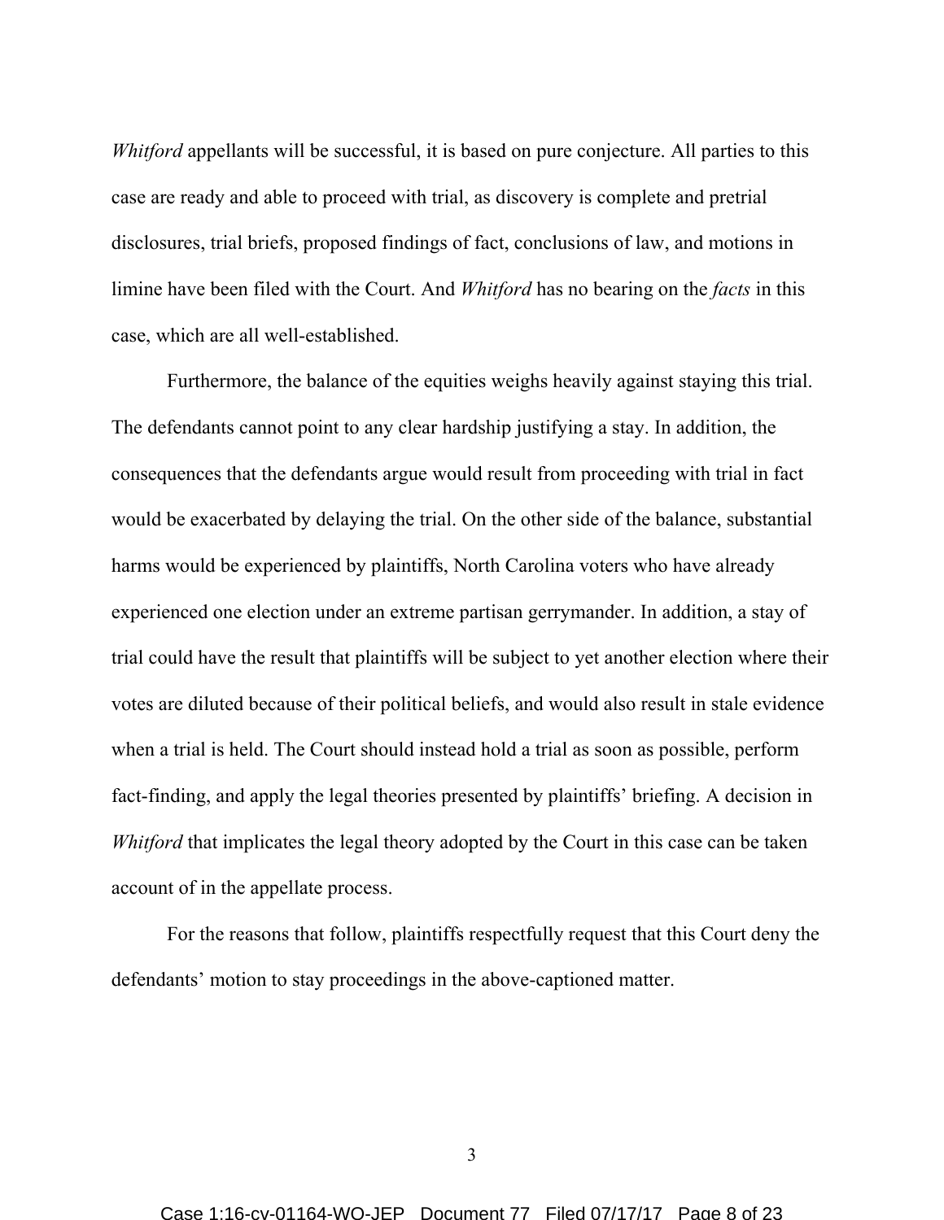*Whitford* appellants will be successful, it is based on pure conjecture. All parties to this case are ready and able to proceed with trial, as discovery is complete and pretrial disclosures, trial briefs, proposed findings of fact, conclusions of law, and motions in limine have been filed with the Court. And *Whitford* has no bearing on the *facts* in this case, which are all well-established.

Furthermore, the balance of the equities weighs heavily against staying this trial. The defendants cannot point to any clear hardship justifying a stay. In addition, the consequences that the defendants argue would result from proceeding with trial in fact would be exacerbated by delaying the trial. On the other side of the balance, substantial harms would be experienced by plaintiffs, North Carolina voters who have already experienced one election under an extreme partisan gerrymander. In addition, a stay of trial could have the result that plaintiffs will be subject to yet another election where their votes are diluted because of their political beliefs, and would also result in stale evidence when a trial is held. The Court should instead hold a trial as soon as possible, perform fact-finding, and apply the legal theories presented by plaintiffs' briefing. A decision in *Whitford* that implicates the legal theory adopted by the Court in this case can be taken account of in the appellate process.

For the reasons that follow, plaintiffs respectfully request that this Court deny the defendants' motion to stay proceedings in the above-captioned matter.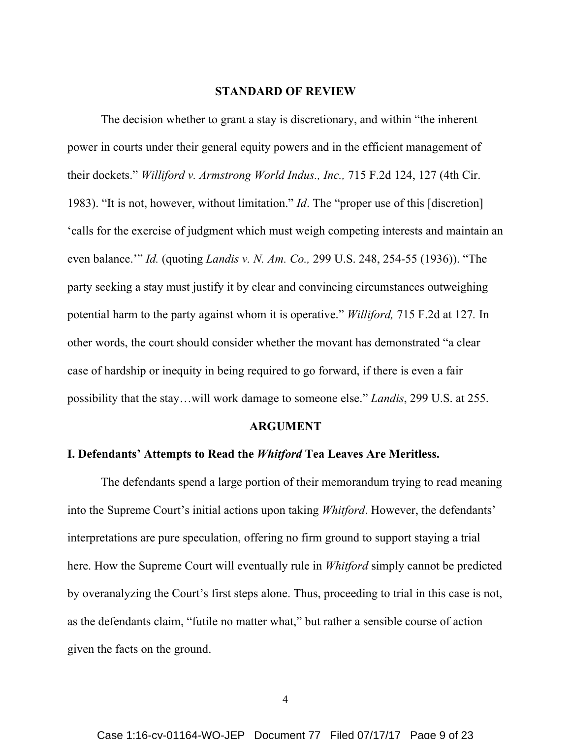## STANDARD OF REVIEW

The decision whether to grant a stay is discretionary, and within "the inherent power in courts under their general equity powers and in the efficient management of their dockets." *Williford v. Armstrong World Indus., Inc.,* 715 F.2d 124, 127 (4th Cir. 1983). "It is not, however, without limitation." *Id*. The "proper use of this [discretion] 'calls for the exercise of judgment which must weigh competing interests and maintain an even balance.'" *Id.* (quoting *Landis v. N. Am. Co.,* 299 U.S. 248, 254-55 (1936)). "The party seeking a stay must justify it by clear and convincing circumstances outweighing potential harm to the party against whom it is operative." *Williford,* 715 F.2d at 127*.* In other words, the court should consider whether the movant has demonstrated "a clear case of hardship or inequity in being required to go forward, if there is even a fair possibility that the stay…will work damage to someone else." *Landis*, 299 U.S. at 255.

## ARGUMENT

### I. Defendants' Attempts to Read the *Whitford* Tea Leaves Are Meritless.

The defendants spend a large portion of their memorandum trying to read meaning into the Supreme Court's initial actions upon taking *Whitford*. However, the defendants' interpretations are pure speculation, offering no firm ground to support staying a trial here. How the Supreme Court will eventually rule in *Whitford* simply cannot be predicted by overanalyzing the Court's first steps alone. Thus, proceeding to trial in this case is not, as the defendants claim, "futile no matter what," but rather a sensible course of action given the facts on the ground.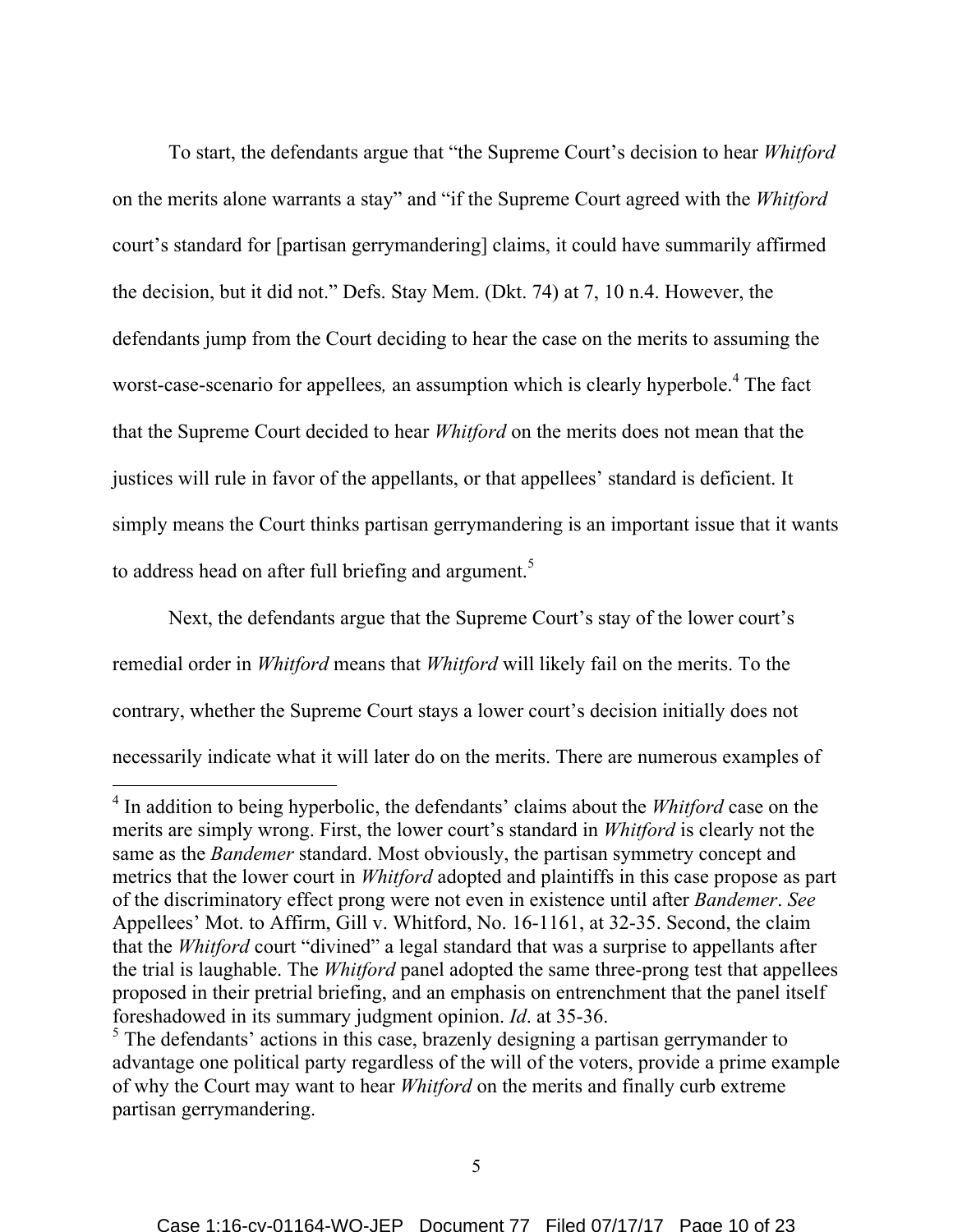To start, the defendants argue that "the Supreme Court's decision to hear *Whitford* on the merits alone warrants a stay" and "if the Supreme Court agreed with the *Whitford* court's standard for [partisan gerrymandering] claims, it could have summarily affirmed the decision, but it did not." Defs. Stay Mem. (Dkt. 74) at 7, 10 n.4. However, the defendants jump from the Court deciding to hear the case on the merits to assuming the worst-case-scenario for appellees*,* an assumption which is clearly hyperbole.[4] The fact that the Supreme Court decided to hear *Whitford* on the merits does not mean that the justices will rule in favor of the appellants, or that appellees' standard is deficient. It simply means the Court thinks partisan gerrymandering is an important issue that it wants to address head on after full briefing and argument.[5]

Next, the defendants argue that the Supreme Court's stay of the lower court's remedial order in *Whitford* means that *Whitford* will likely fail on the merits. To the contrary, whether the Supreme Court stays a lower court's decision initially does not necessarily indicate what it will later do on the merits. There are numerous examples of

---

[4] In addition to being hyperbolic, the defendants' claims about the *Whitford* case on the merits are simply wrong. First, the lower court's standard in *Whitford* is clearly not the same as the *Bandemer* standard. Most obviously, the partisan symmetry concept and metrics that the lower court in *Whitford* adopted and plaintiffs in this case propose as part of the discriminatory effect prong were not even in existence until after *Bandemer*. *See* Appellees' Mot. to Affirm, Gill v. Whitford, No. 16-1161, at 32-35. Second, the claim that the *Whitford* court "divined" a legal standard that was a surprise to appellants after the trial is laughable. The *Whitford* panel adopted the same three-prong test that appellees proposed in their pretrial briefing, and an emphasis on entrenchment that the panel itself foreshadowed in its summary judgment opinion. *Id*. at 35-36.

[5] The defendants' actions in this case, brazenly designing a partisan gerrymander to advantage one political party regardless of the will of the voters, provide a prime example of why the Court may want to hear *Whitford* on the merits and finally curb extreme partisan gerrymandering.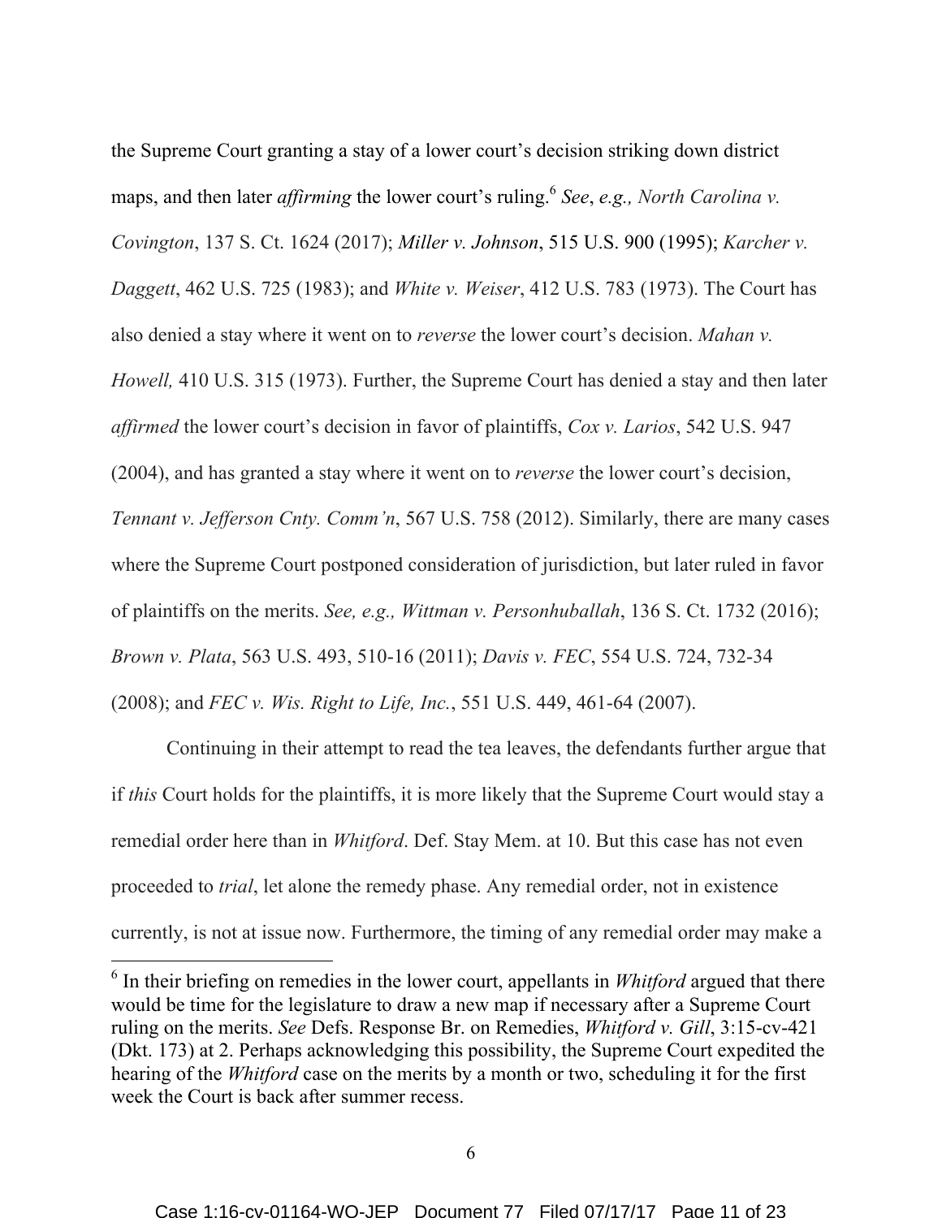the Supreme Court granting a stay of a lower court's decision striking down district maps, and then later *affirming* the lower court's ruling.[6] *See*, *e.g., North Carolina v. Covington*, 137 S. Ct. 1624 (2017); *Miller v. Johnson*, 515 U.S. 900 (1995); *Karcher v. Daggett*, 462 U.S. 725 (1983); and *White v. Weiser*, 412 U.S. 783 (1973). The Court has also denied a stay where it went on to *reverse* the lower court's decision. *Mahan v. Howell,* 410 U.S. 315 (1973). Further, the Supreme Court has denied a stay and then later *affirmed* the lower court's decision in favor of plaintiffs, *Cox v. Larios*, 542 U.S. 947 (2004), and has granted a stay where it went on to *reverse* the lower court's decision, *Tennant v. Jefferson Cnty. Comm'n*, 567 U.S. 758 (2012). Similarly, there are many cases where the Supreme Court postponed consideration of jurisdiction, but later ruled in favor of plaintiffs on the merits. *See, e.g., Wittman v. Personhuballah*, 136 S. Ct. 1732 (2016); *Brown v. Plata*, 563 U.S. 493, 510-16 (2011); *Davis v. FEC*, 554 U.S. 724, 732-34 (2008); and *FEC v. Wis. Right to Life, Inc.*, 551 U.S. 449, 461-64 (2007).

Continuing in their attempt to read the tea leaves, the defendants further argue that if *this* Court holds for the plaintiffs, it is more likely that the Supreme Court would stay a remedial order here than in *Whitford*. Def. Stay Mem. at 10. But this case has not even proceeded to *trial*, let alone the remedy phase. Any remedial order, not in existence currently, is not at issue now. Furthermore, the timing of any remedial order may make a

[6] In their briefing on remedies in the lower court, appellants in *Whitford* argued that there would be time for the legislature to draw a new map if necessary after a Supreme Court ruling on the merits. *See* Defs. Response Br. on Remedies, *Whitford v. Gill*, 3:15-cv-421 (Dkt. 173) at 2. Perhaps acknowledging this possibility, the Supreme Court expedited the hearing of the *Whitford* case on the merits by a month or two, scheduling it for the first week the Court is back after summer recess.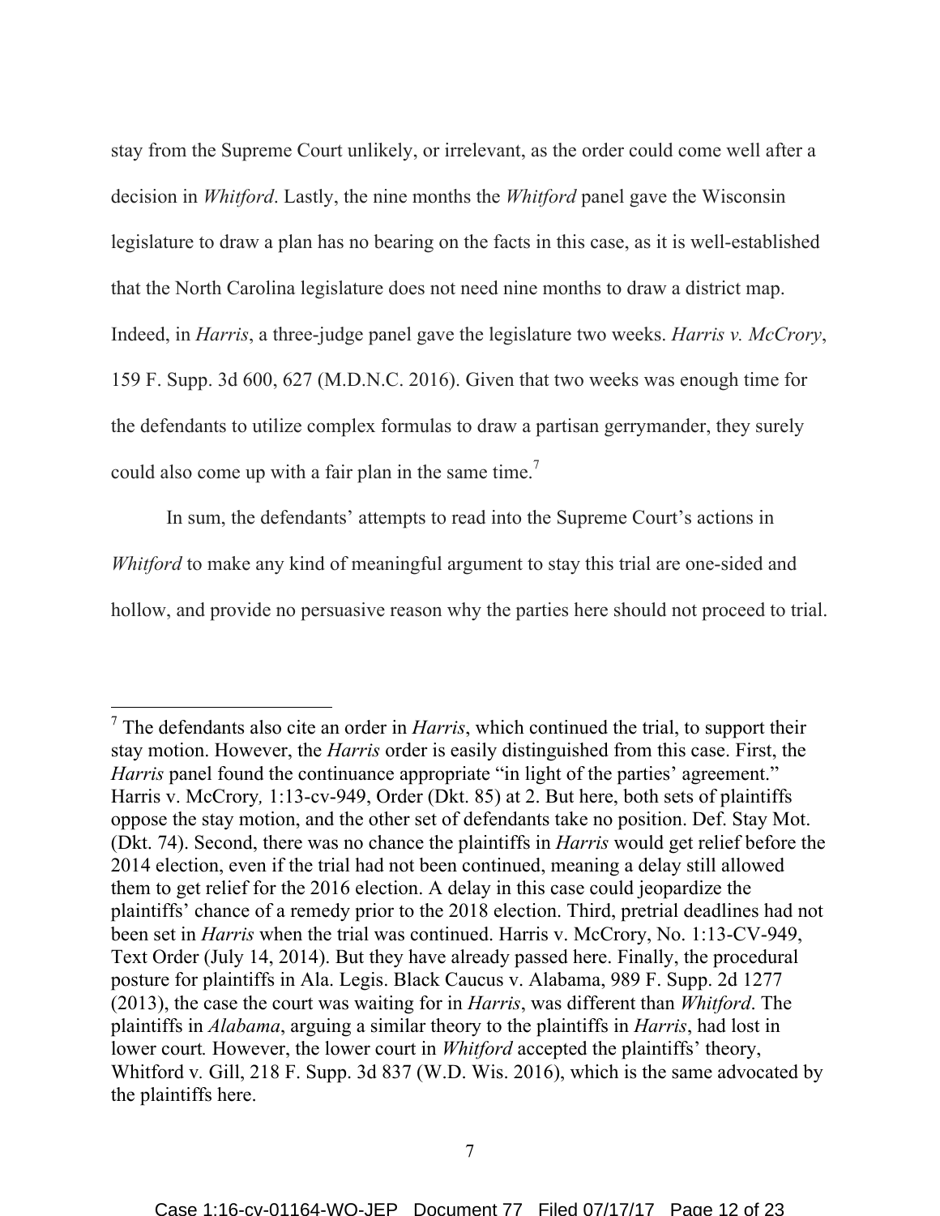stay from the Supreme Court unlikely, or irrelevant, as the order could come well after a decision in *Whitford*. Lastly, the nine months the *Whitford* panel gave the Wisconsin legislature to draw a plan has no bearing on the facts in this case, as it is well-established that the North Carolina legislature does not need nine months to draw a district map. Indeed, in *Harris*, a three-judge panel gave the legislature two weeks. *Harris v. McCrory*, 159 F. Supp. 3d 600, 627 (M.D.N.C. 2016). Given that two weeks was enough time for the defendants to utilize complex formulas to draw a partisan gerrymander, they surely could also come up with a fair plan in the same time.[7]

In sum, the defendants' attempts to read into the Supreme Court's actions in *Whitford* to make any kind of meaningful argument to stay this trial are one-sided and hollow, and provide no persuasive reason why the parties here should not proceed to trial.

---

[7] The defendants also cite an order in *Harris*, which continued the trial, to support their stay motion. However, the *Harris* order is easily distinguished from this case. First, the *Harris* panel found the continuance appropriate "in light of the parties' agreement." Harris v. McCrory*,* 1:13-cv-949, Order (Dkt. 85) at 2. But here, both sets of plaintiffs oppose the stay motion, and the other set of defendants take no position. Def. Stay Mot. (Dkt. 74). Second, there was no chance the plaintiffs in *Harris* would get relief before the 2014 election, even if the trial had not been continued, meaning a delay still allowed them to get relief for the 2016 election. A delay in this case could jeopardize the plaintiffs' chance of a remedy prior to the 2018 election. Third, pretrial deadlines had not been set in *Harris* when the trial was continued. Harris v. McCrory, No. 1:13-CV-949, Text Order (July 14, 2014). But they have already passed here. Finally, the procedural posture for plaintiffs in Ala. Legis. Black Caucus v. Alabama, 989 F. Supp. 2d 1277 (2013), the case the court was waiting for in *Harris*, was different than *Whitford*. The plaintiffs in *Alabama*, arguing a similar theory to the plaintiffs in *Harris*, had lost in lower court*.* However, the lower court in *Whitford* accepted the plaintiffs' theory, Whitford v*.* Gill, 218 F. Supp. 3d 837 (W.D. Wis. 2016), which is the same advocated by the plaintiffs here.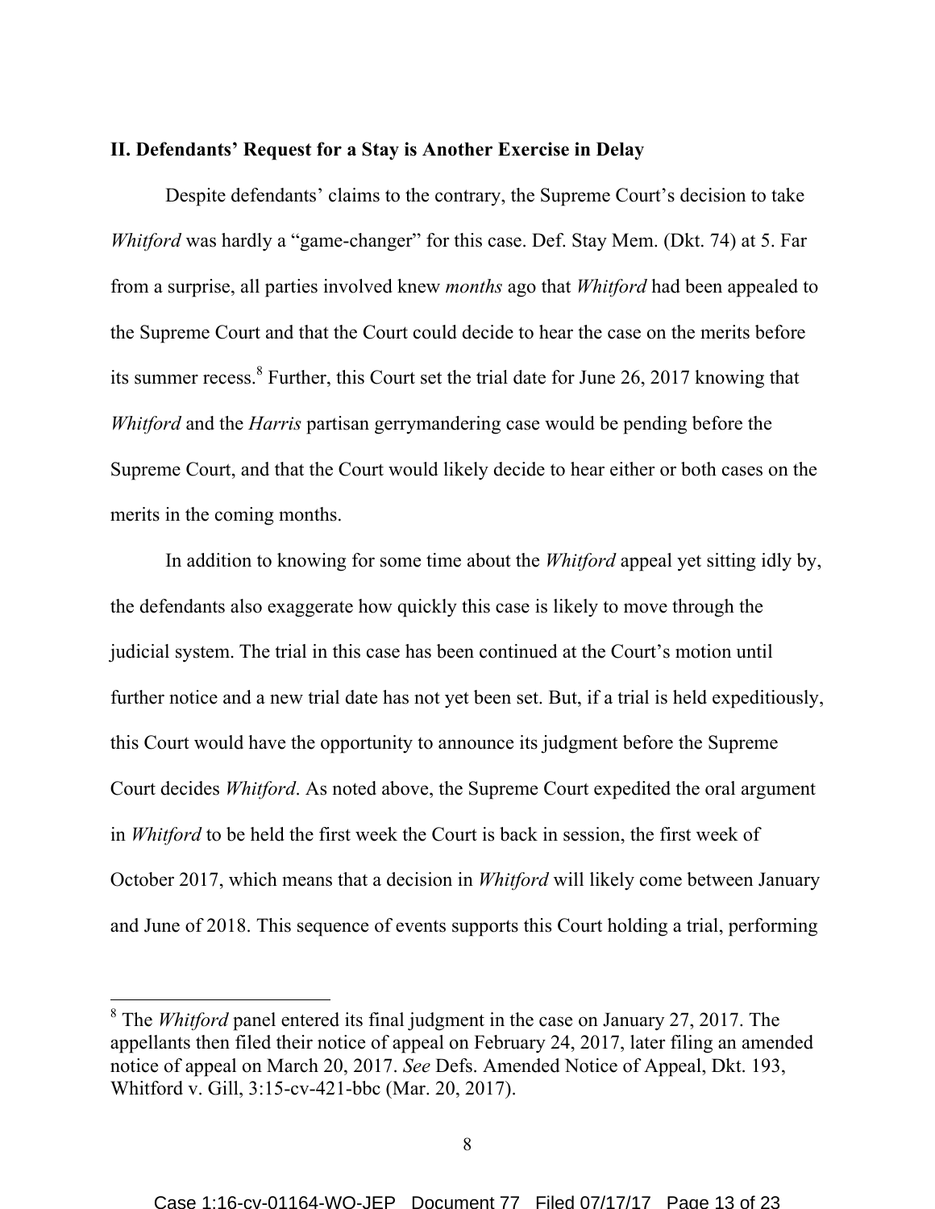**II. Defendants' Request for a Stay is Another Exercise in Delay**

Despite defendants' claims to the contrary, the Supreme Court's decision to take *Whitford* was hardly a "game-changer" for this case. Def. Stay Mem. (Dkt. 74) at 5. Far from a surprise, all parties involved knew *months* ago that *Whitford* had been appealed to the Supreme Court and that the Court could decide to hear the case on the merits before its summer recess.[8] Further, this Court set the trial date for June 26, 2017 knowing that *Whitford* and the *Harris* partisan gerrymandering case would be pending before the Supreme Court, and that the Court would likely decide to hear either or both cases on the merits in the coming months.

In addition to knowing for some time about the *Whitford* appeal yet sitting idly by, the defendants also exaggerate how quickly this case is likely to move through the judicial system. The trial in this case has been continued at the Court's motion until further notice and a new trial date has not yet been set. But, if a trial is held expeditiously, this Court would have the opportunity to announce its judgment before the Supreme Court decides *Whitford*. As noted above, the Supreme Court expedited the oral argument in *Whitford* to be held the first week the Court is back in session, the first week of October 2017, which means that a decision in *Whitford* will likely come between January and June of 2018. This sequence of events supports this Court holding a trial, performing

---

[8] The *Whitford* panel entered its final judgment in the case on January 27, 2017. The appellants then filed their notice of appeal on February 24, 2017, later filing an amended notice of appeal on March 20, 2017. *See* Defs. Amended Notice of Appeal, Dkt. 193, Whitford v. Gill, 3:15-cv-421-bbc (Mar. 20, 2017).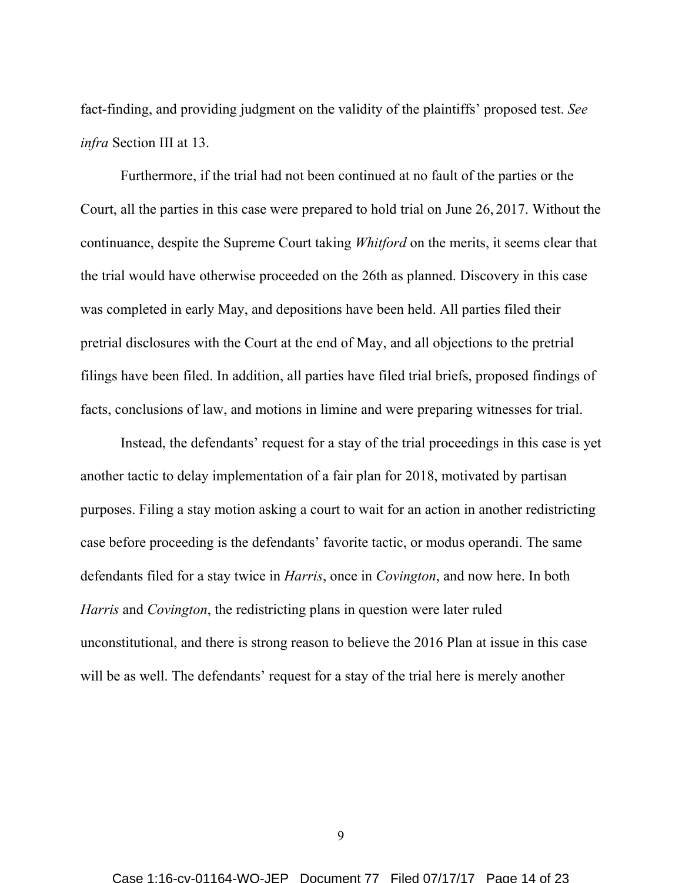fact-finding, and providing judgment on the validity of the plaintiffs' proposed test. *See infra* Section III at 13.

Furthermore, if the trial had not been continued at no fault of the parties or the Court, all the parties in this case were prepared to hold trial on June 26, 2017. Without the continuance, despite the Supreme Court taking *Whitford* on the merits, it seems clear that the trial would have otherwise proceeded on the 26th as planned. Discovery in this case was completed in early May, and depositions have been held. All parties filed their pretrial disclosures with the Court at the end of May, and all objections to the pretrial filings have been filed. In addition, all parties have filed trial briefs, proposed findings of facts, conclusions of law, and motions in limine and were preparing witnesses for trial.

Instead, the defendants' request for a stay of the trial proceedings in this case is yet another tactic to delay implementation of a fair plan for 2018, motivated by partisan purposes. Filing a stay motion asking a court to wait for an action in another redistricting case before proceeding is the defendants' favorite tactic, or modus operandi. The same defendants filed for a stay twice in *Harris*, once in *Covington*, and now here. In both *Harris* and *Covington*, the redistricting plans in question were later ruled unconstitutional, and there is strong reason to believe the 2016 Plan at issue in this case will be as well. The defendants' request for a stay of the trial here is merely another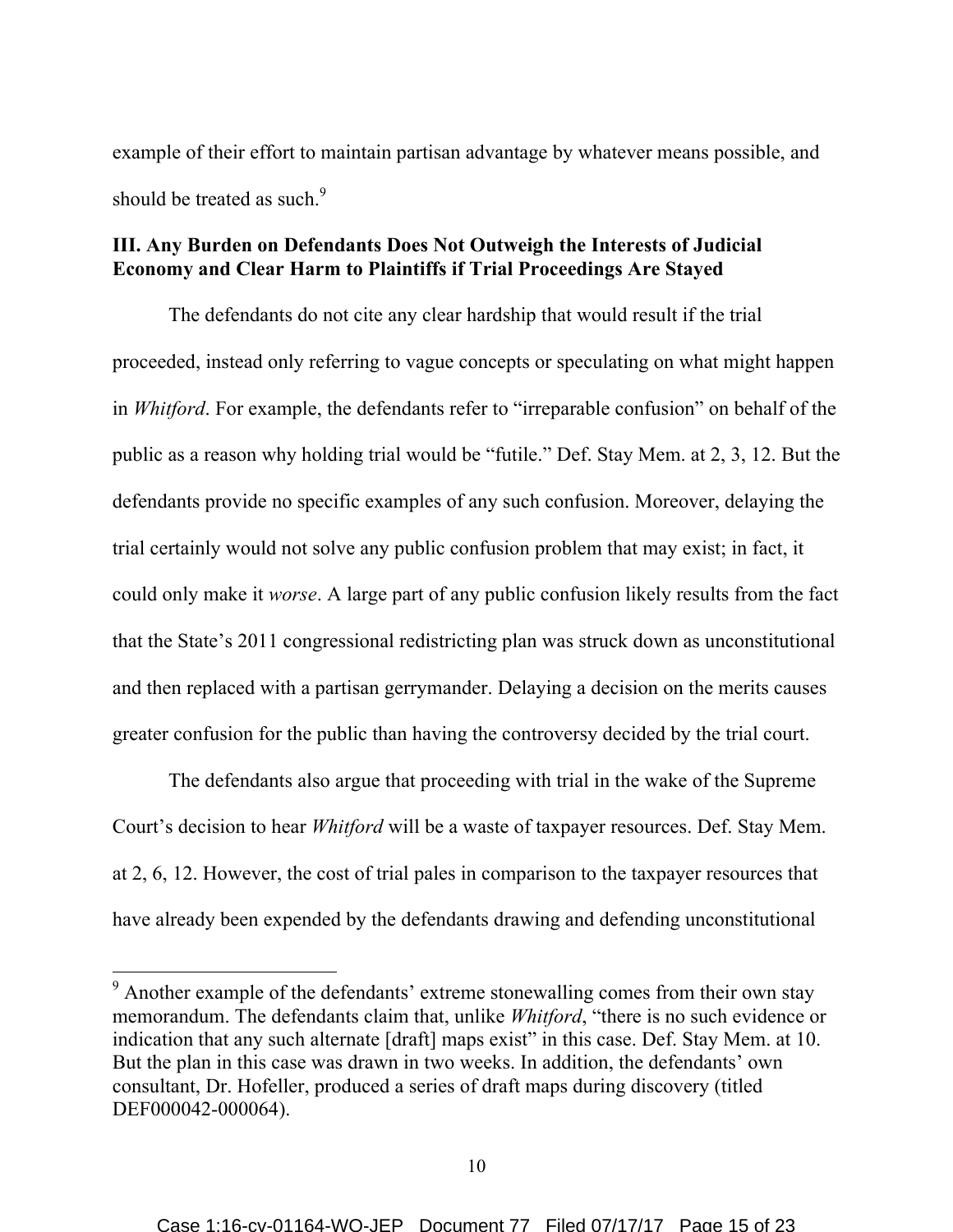example of their effort to maintain partisan advantage by whatever means possible, and should be treated as such.[9]

## III. Any Burden on Defendants Does Not Outweigh the Interests of Judicial Economy and Clear Harm to Plaintiffs if Trial Proceedings Are Stayed

The defendants do not cite any clear hardship that would result if the trial proceeded, instead only referring to vague concepts or speculating on what might happen in *Whitford*. For example, the defendants refer to "irreparable confusion" on behalf of the public as a reason why holding trial would be "futile." Def. Stay Mem. at 2, 3, 12. But the defendants provide no specific examples of any such confusion. Moreover, delaying the trial certainly would not solve any public confusion problem that may exist; in fact, it could only make it *worse*. A large part of any public confusion likely results from the fact that the State's 2011 congressional redistricting plan was struck down as unconstitutional and then replaced with a partisan gerrymander. Delaying a decision on the merits causes greater confusion for the public than having the controversy decided by the trial court.

The defendants also argue that proceeding with trial in the wake of the Supreme Court's decision to hear *Whitford* will be a waste of taxpayer resources. Def. Stay Mem. at 2, 6, 12. However, the cost of trial pales in comparison to the taxpayer resources that have already been expended by the defendants drawing and defending unconstitutional

---

[9] Another example of the defendants' extreme stonewalling comes from their own stay memorandum. The defendants claim that, unlike *Whitford*, "there is no such evidence or indication that any such alternate [draft] maps exist" in this case. Def. Stay Mem. at 10. But the plan in this case was drawn in two weeks. In addition, the defendants' own consultant, Dr. Hofeller, produced a series of draft maps during discovery (titled DEF000042-000064).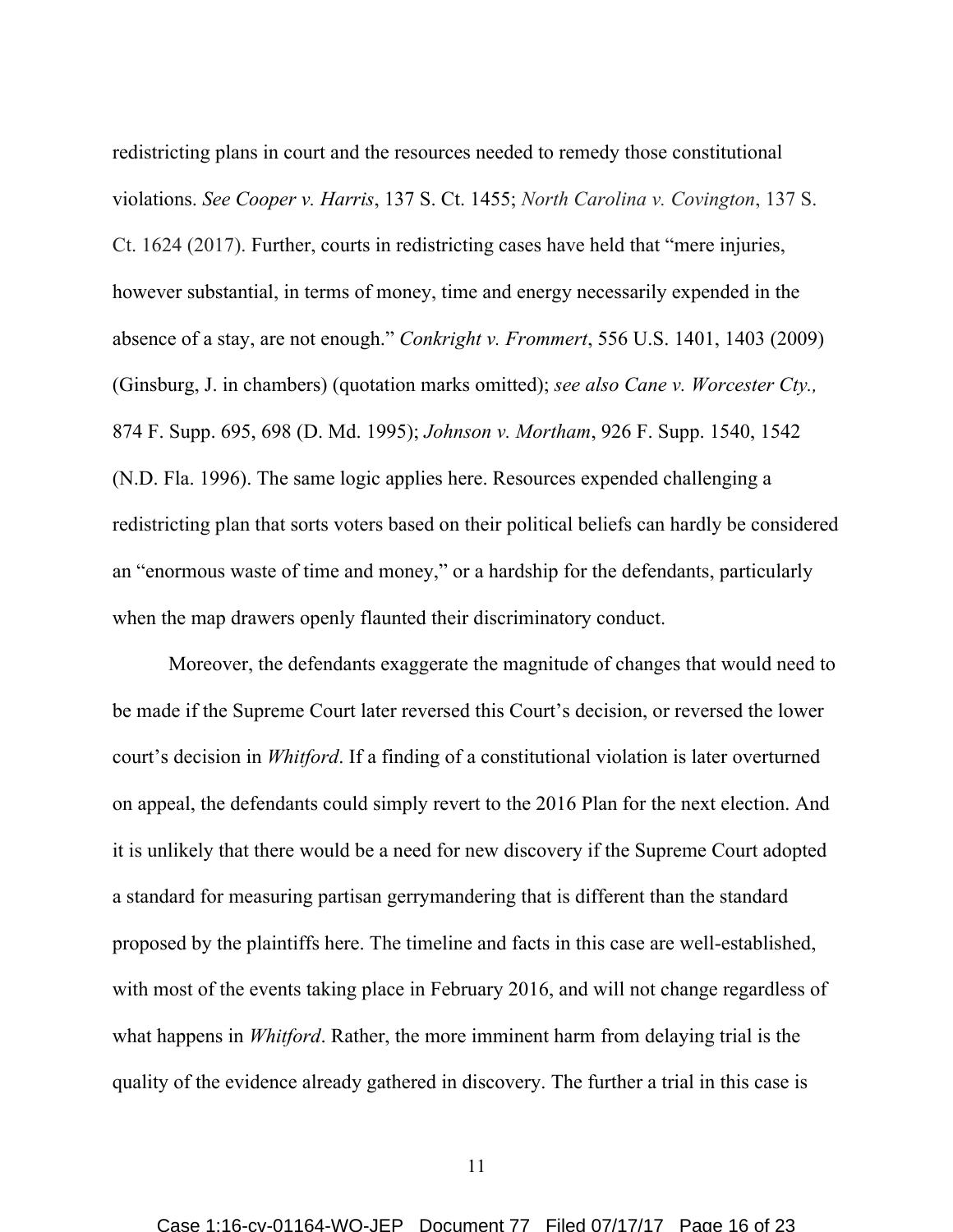redistricting plans in court and the resources needed to remedy those constitutional violations. *See Cooper v. Harris*, 137 S. Ct. 1455; *North Carolina v. Covington*, 137 S. Ct. 1624 (2017). Further, courts in redistricting cases have held that "mere injuries, however substantial, in terms of money, time and energy necessarily expended in the absence of a stay, are not enough." *Conkright v. Frommert*, 556 U.S. 1401, 1403 (2009) (Ginsburg, J. in chambers) (quotation marks omitted); *see also Cane v. Worcester Cty.,* 874 F. Supp. 695, 698 (D. Md. 1995); *Johnson v. Mortham*, 926 F. Supp. 1540, 1542 (N.D. Fla. 1996). The same logic applies here. Resources expended challenging a redistricting plan that sorts voters based on their political beliefs can hardly be considered an "enormous waste of time and money," or a hardship for the defendants, particularly when the map drawers openly flaunted their discriminatory conduct.

Moreover, the defendants exaggerate the magnitude of changes that would need to be made if the Supreme Court later reversed this Court's decision, or reversed the lower court's decision in *Whitford*. If a finding of a constitutional violation is later overturned on appeal, the defendants could simply revert to the 2016 Plan for the next election. And it is unlikely that there would be a need for new discovery if the Supreme Court adopted a standard for measuring partisan gerrymandering that is different than the standard proposed by the plaintiffs here. The timeline and facts in this case are well-established, with most of the events taking place in February 2016, and will not change regardless of what happens in *Whitford*. Rather, the more imminent harm from delaying trial is the quality of the evidence already gathered in discovery. The further a trial in this case is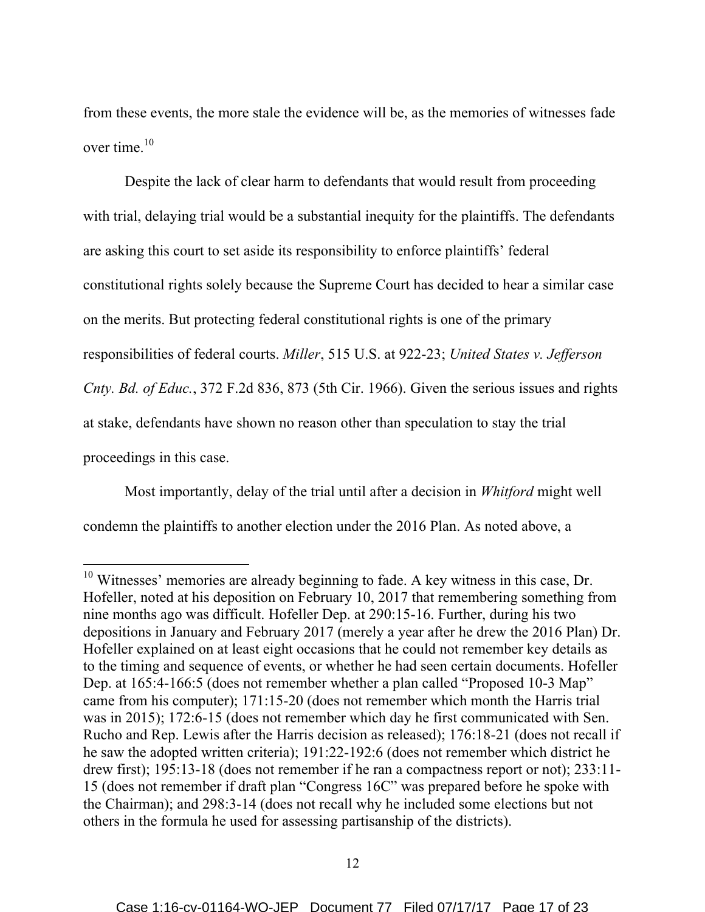from these events, the more stale the evidence will be, as the memories of witnesses fade over time.[10]

Despite the lack of clear harm to defendants that would result from proceeding with trial, delaying trial would be a substantial inequity for the plaintiffs. The defendants are asking this court to set aside its responsibility to enforce plaintiffs' federal constitutional rights solely because the Supreme Court has decided to hear a similar case on the merits. But protecting federal constitutional rights is one of the primary responsibilities of federal courts. *Miller*, 515 U.S. at 922-23; *United States v. Jefferson Cnty. Bd. of Educ.*, 372 F.2d 836, 873 (5th Cir. 1966). Given the serious issues and rights at stake, defendants have shown no reason other than speculation to stay the trial proceedings in this case.

Most importantly, delay of the trial until after a decision in *Whitford* might well condemn the plaintiffs to another election under the 2016 Plan. As noted above, a

---

[10] Witnesses' memories are already beginning to fade. A key witness in this case, Dr. Hofeller, noted at his deposition on February 10, 2017 that remembering something from nine months ago was difficult. Hofeller Dep. at 290:15-16. Further, during his two depositions in January and February 2017 (merely a year after he drew the 2016 Plan) Dr. Hofeller explained on at least eight occasions that he could not remember key details as to the timing and sequence of events, or whether he had seen certain documents. Hofeller Dep. at 165:4-166:5 (does not remember whether a plan called "Proposed 10-3 Map" came from his computer); 171:15-20 (does not remember which month the Harris trial was in 2015); 172:6-15 (does not remember which day he first communicated with Sen. Rucho and Rep. Lewis after the Harris decision as released); 176:18-21 (does not recall if he saw the adopted written criteria); 191:22-192:6 (does not remember which district he drew first); 195:13-18 (does not remember if he ran a compactness report or not); 233:11-15 (does not remember if draft plan "Congress 16C" was prepared before he spoke with the Chairman); and 298:3-14 (does not recall why he included some elections but not others in the formula he used for assessing partisanship of the districts).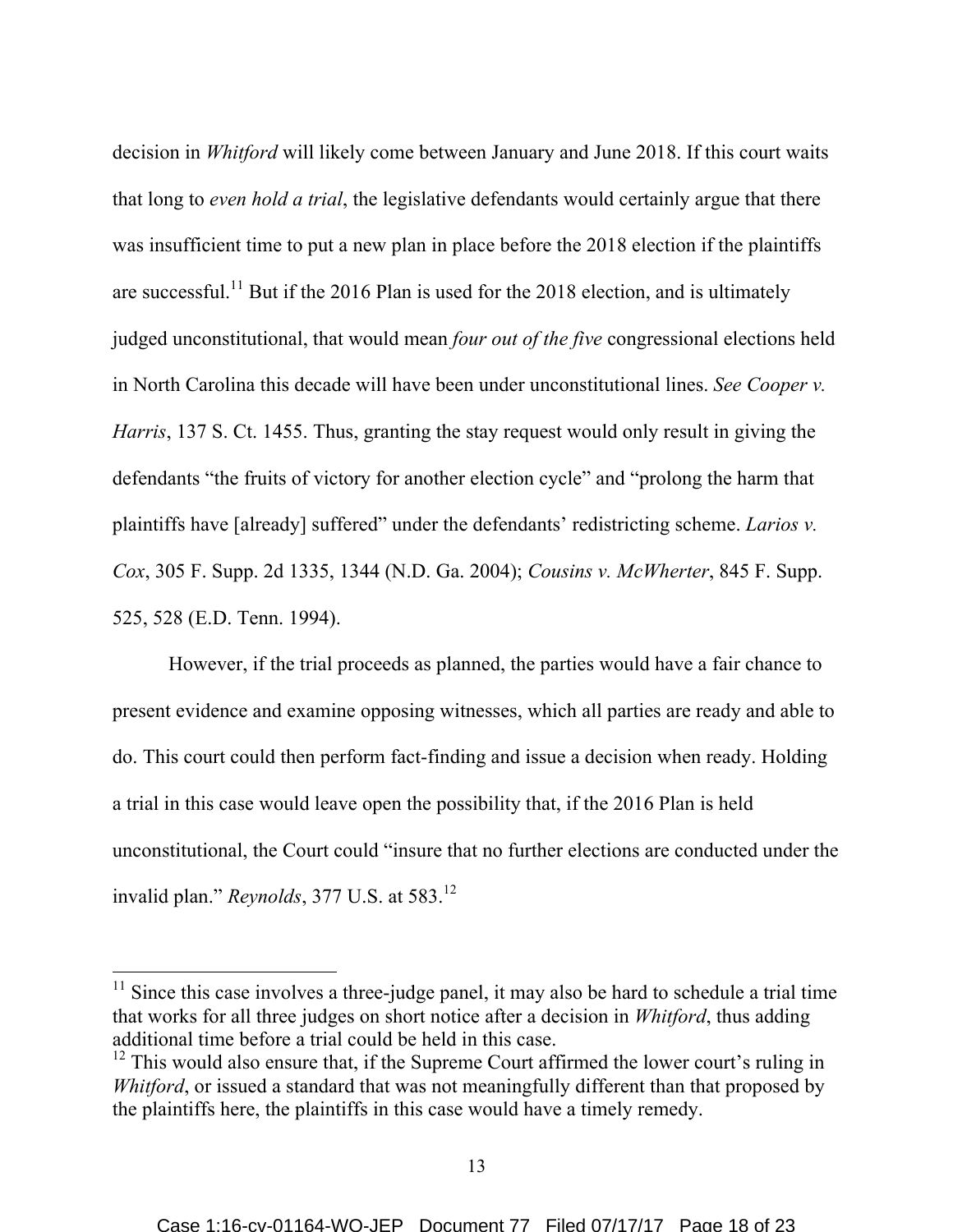decision in *Whitford* will likely come between January and June 2018. If this court waits that long to *even hold a trial*, the legislative defendants would certainly argue that there was insufficient time to put a new plan in place before the 2018 election if the plaintiffs are successful.[11] But if the 2016 Plan is used for the 2018 election, and is ultimately judged unconstitutional, that would mean *four out of the five* congressional elections held in North Carolina this decade will have been under unconstitutional lines. *See Cooper v. Harris*, 137 S. Ct. 1455. Thus, granting the stay request would only result in giving the defendants "the fruits of victory for another election cycle" and "prolong the harm that plaintiffs have [already] suffered" under the defendants' redistricting scheme. *Larios v. Cox*, 305 F. Supp. 2d 1335, 1344 (N.D. Ga. 2004); *Cousins v. McWherter*, 845 F. Supp. 525, 528 (E.D. Tenn. 1994).

However, if the trial proceeds as planned, the parties would have a fair chance to present evidence and examine opposing witnesses, which all parties are ready and able to do. This court could then perform fact-finding and issue a decision when ready. Holding a trial in this case would leave open the possibility that, if the 2016 Plan is held unconstitutional, the Court could "insure that no further elections are conducted under the invalid plan." *Reynolds*, 377 U.S. at 583.[12]

---

[11] Since this case involves a three-judge panel, it may also be hard to schedule a trial time that works for all three judges on short notice after a decision in *Whitford*, thus adding additional time before a trial could be held in this case.

[12] This would also ensure that, if the Supreme Court affirmed the lower court's ruling in *Whitford*, or issued a standard that was not meaningfully different than that proposed by the plaintiffs here, the plaintiffs in this case would have a timely remedy.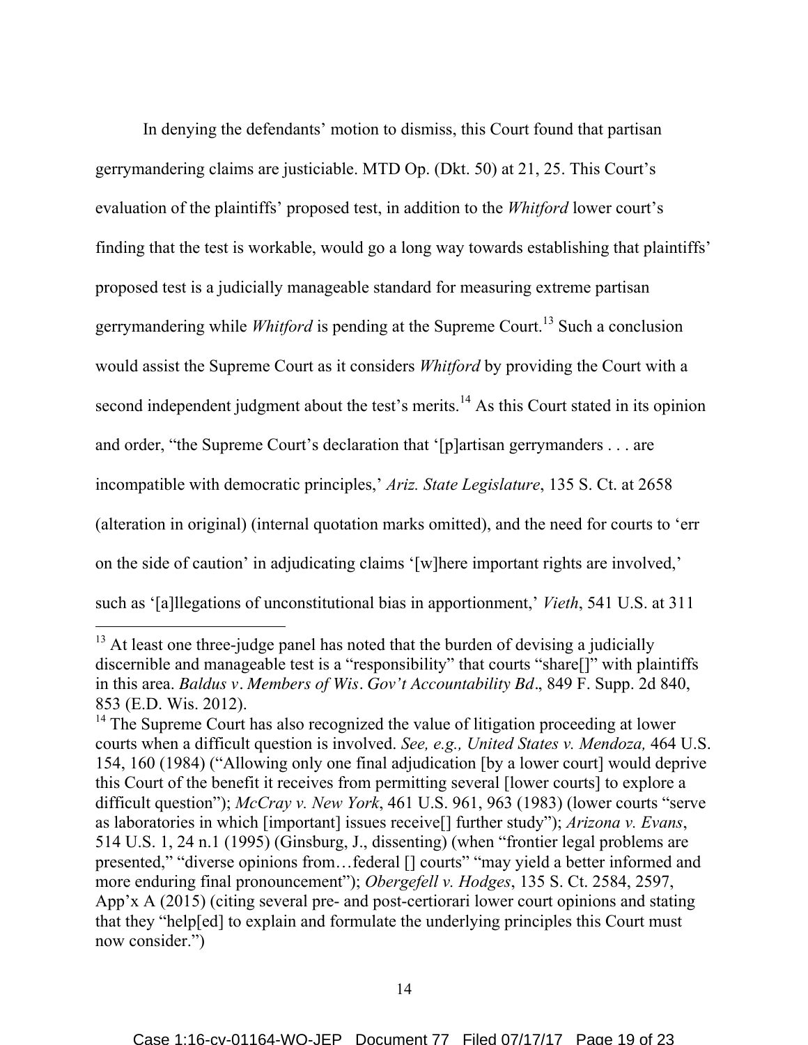In denying the defendants' motion to dismiss, this Court found that partisan gerrymandering claims are justiciable. MTD Op. (Dkt. 50) at 21, 25. This Court's evaluation of the plaintiffs' proposed test, in addition to the *Whitford* lower court's finding that the test is workable, would go a long way towards establishing that plaintiffs' proposed test is a judicially manageable standard for measuring extreme partisan gerrymandering while *Whitford* is pending at the Supreme Court.[13] Such a conclusion would assist the Supreme Court as it considers *Whitford* by providing the Court with a second independent judgment about the test's merits.[14] As this Court stated in its opinion and order, "the Supreme Court's declaration that '[p]artisan gerrymanders . . . are incompatible with democratic principles,' *Ariz. State Legislature*, 135 S. Ct. at 2658 (alteration in original) (internal quotation marks omitted), and the need for courts to 'err on the side of caution' in adjudicating claims '[w]here important rights are involved,' such as '[a]llegations of unconstitutional bias in apportionment,' *Vieth*, 541 U.S. at 311

---

[13] At least one three-judge panel has noted that the burden of devising a judicially discernible and manageable test is a "responsibility" that courts "share[]" with plaintiffs in this area. *Baldus v. Members of Wis. Gov't Accountability Bd.*, 849 F. Supp. 2d 840, 853 (E.D. Wis. 2012).

[14] The Supreme Court has also recognized the value of litigation proceeding at lower courts when a difficult question is involved. *See, e.g., United States v. Mendoza,* 464 U.S. 154, 160 (1984) ("Allowing only one final adjudication [by a lower court] would deprive this Court of the benefit it receives from permitting several [lower courts] to explore a difficult question"); *McCray v. New York*, 461 U.S. 961, 963 (1983) (lower courts "serve as laboratories in which [important] issues receive[] further study"); *Arizona v. Evans*, 514 U.S. 1, 24 n.1 (1995) (Ginsburg, J., dissenting) (when "frontier legal problems are presented," "diverse opinions from…federal [] courts" "may yield a better informed and more enduring final pronouncement"); *Obergefell v. Hodges*, 135 S. Ct. 2584, 2597, App'x A (2015) (citing several pre- and post-certiorari lower court opinions and stating that they "help[ed] to explain and formulate the underlying principles this Court must now consider.")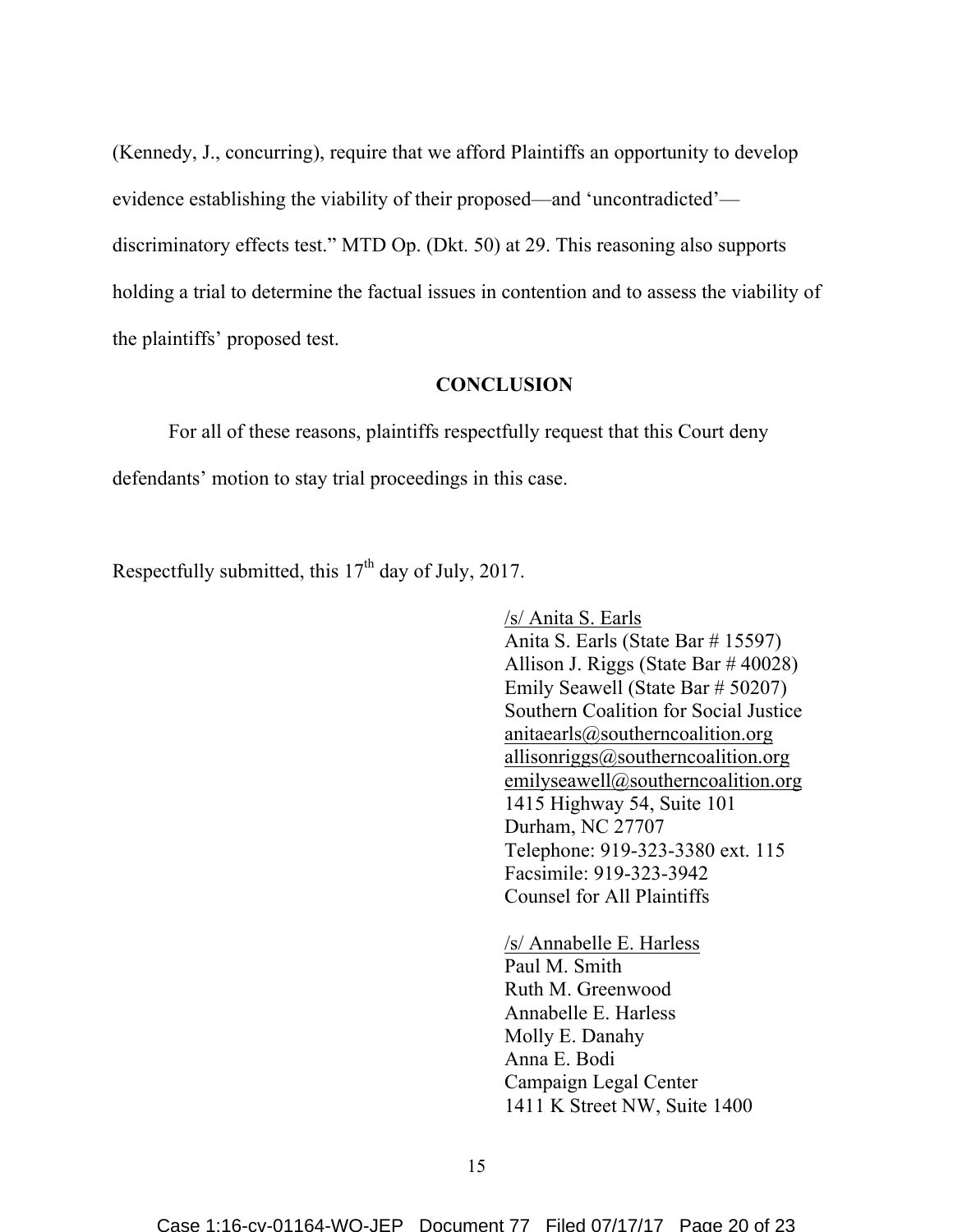(Kennedy, J., concurring), require that we afford Plaintiffs an opportunity to develop evidence establishing the viability of their proposed—and 'uncontradicted'—discriminatory effects test." MTD Op. (Dkt. 50) at 29. This reasoning also supports holding a trial to determine the factual issues in contention and to assess the viability of the plaintiffs' proposed test.

## CONCLUSION

For all of these reasons, plaintiffs respectfully request that this Court deny defendants' motion to stay trial proceedings in this case.

Respectfully submitted, this 17th day of July, 2017.

/s/ Anita S. Earls
Anita S. Earls (State Bar # 15597)
Allison J. Riggs (State Bar # 40028)
Emily Seawell (State Bar # 50207)
Southern Coalition for Social Justice
anitaearls@southerncoalition.org
allisonriggs@southerncoalition.org
emilyseawell@southerncoalition.org
1415 Highway 54, Suite 101
Durham, NC 27707
Telephone: 919-323-3380 ext. 115
Facsimile: 919-323-3942
Counsel for All Plaintiffs

/s/ Annabelle E. Harless
Paul M. Smith
Ruth M. Greenwood
Annabelle E. Harless
Molly E. Danahy
Anna E. Bodi
Campaign Legal Center
1411 K Street NW, Suite 1400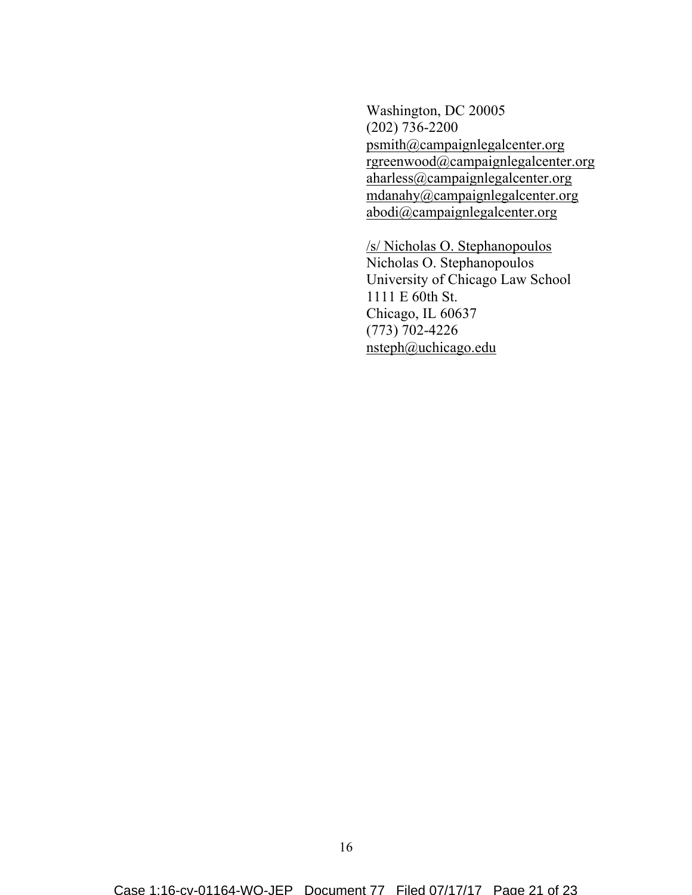Washington, DC 20005
(202) 736-2200
psmith@campaignlegalcenter.org
rgreenwood@campaignlegalcenter.org
aharless@campaignlegalcenter.org
mdanahy@campaignlegalcenter.org
abodi@campaignlegalcenter.org

/s/ Nicholas O. Stephanopoulos
Nicholas O. Stephanopoulos
University of Chicago Law School
1111 E 60th St.
Chicago, IL 60637
(773) 702-4226
nsteph@uchicago.edu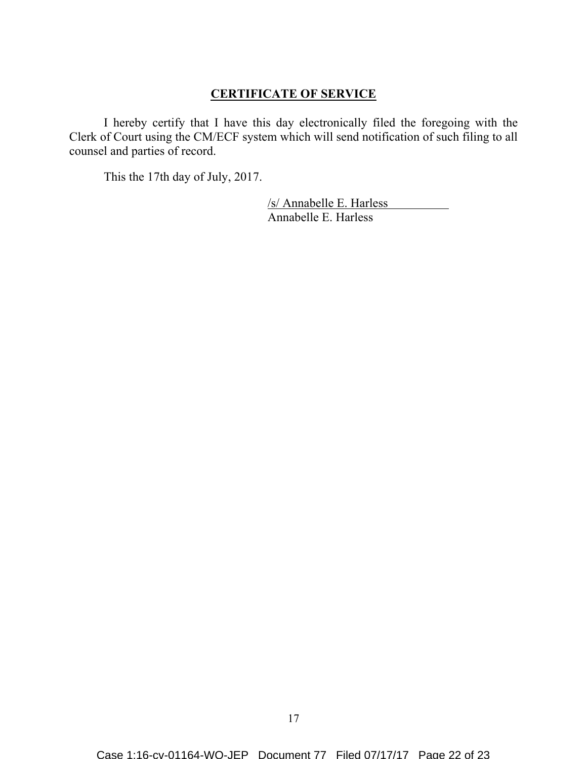## CERTIFICATE OF SERVICE

I hereby certify that I have this day electronically filed the foregoing with the Clerk of Court using the CM/ECF system which will send notification of such filing to all counsel and parties of record.

This the 17th day of July, 2017.

/s/ Annabelle E. Harless
Annabelle E. Harless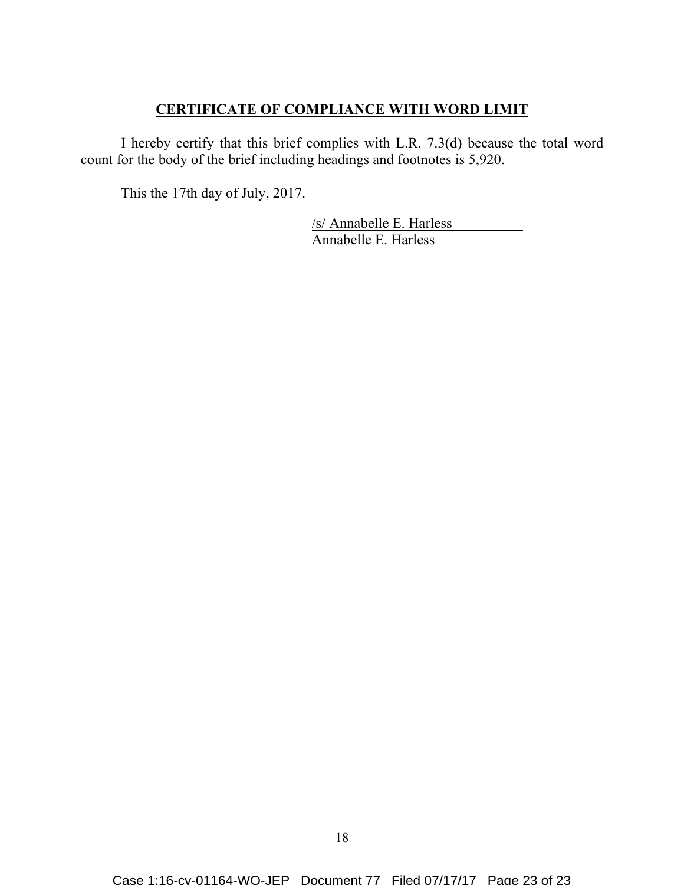## CERTIFICATE OF COMPLIANCE WITH WORD LIMIT

I hereby certify that this brief complies with L.R. 7.3(d) because the total word count for the body of the brief including headings and footnotes is 5,920.

This the 17th day of July, 2017.

/s/ Annabelle E. Harless
Annabelle E. Harless